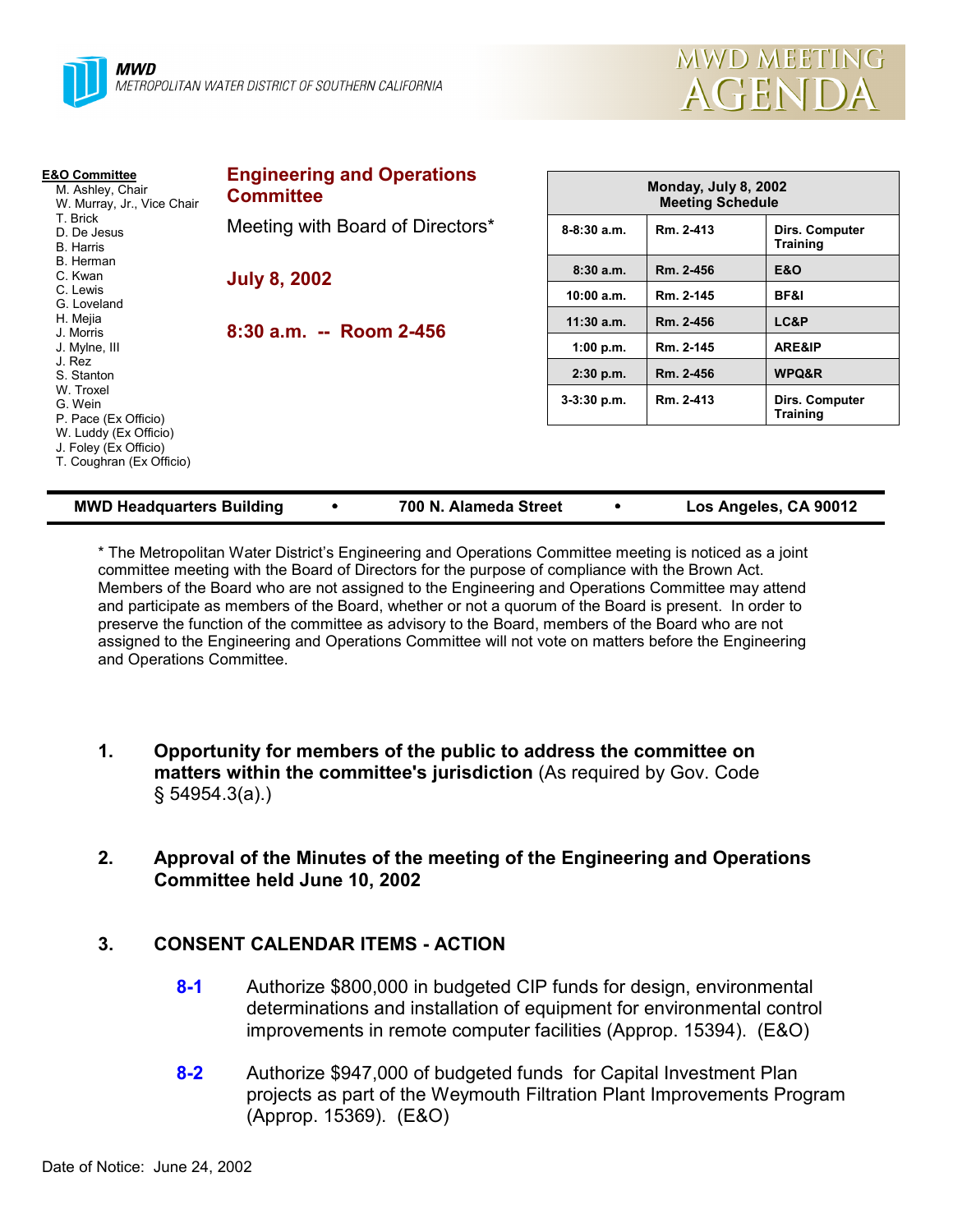**MWD**
METROPOLITAN WATER DISTRICT OF SOUTHERN CALIFORNIA

# MWD MEETING AGENDA

**E&O Committee**
M. Ashley, Chair
W. Murray, Jr., Vice Chair
T. Brick
D. De Jesus
B. Harris
B. Herman
C. Kwan
C. Lewis
G. Loveland
H. Mejia
J. Morris
J. Mylne, III
J. Rez
S. Stanton
W. Troxel
G. Wein
P. Pace (Ex Officio)
W. Luddy (Ex Officio)
J. Foley (Ex Officio)
T. Coughran (Ex Officio)

## Engineering and Operations Committee

Meeting with Board of Directors*

**July 8, 2002**

**8:30 a.m. -- Room 2-456**

| Monday, July 8, 2002 Meeting Schedule | | |
|---|---|---|
| 8-8:30 a.m. | Rm. 2-413 | Dirs. Computer Training |
| 8:30 a.m. | Rm. 2-456 | E&O |
| 10:00 a.m. | Rm. 2-145 | BF&I |
| 11:30 a.m. | Rm. 2-456 | LC&P |
| 1:00 p.m. | Rm. 2-145 | ARE&IP |
| 2:30 p.m. | Rm. 2-456 | WPQ&R |
| 3-3:30 p.m. | Rm. 2-413 | Dirs. Computer Training |

**MWD Headquarters Building • 700 N. Alameda Street • Los Angeles, CA 90012**

* The Metropolitan Water District's Engineering and Operations Committee meeting is noticed as a joint committee meeting with the Board of Directors for the purpose of compliance with the Brown Act. Members of the Board who are not assigned to the Engineering and Operations Committee may attend and participate as members of the Board, whether or not a quorum of the Board is present. In order to preserve the function of the committee as advisory to the Board, members of the Board who are not assigned to the Engineering and Operations Committee will not vote on matters before the Engineering and Operations Committee.

1. **Opportunity for members of the public to address the committee on matters within the committee's jurisdiction** (As required by Gov. Code § 54954.3(a).)

2. **Approval of the Minutes of the meeting of the Engineering and Operations Committee held June 10, 2002**

3. **CONSENT CALENDAR ITEMS - ACTION**

   **8-1** Authorize $800,000 in budgeted CIP funds for design, environmental determinations and installation of equipment for environmental control improvements in remote computer facilities (Approp. 15394). (E&O)

   **8-2** Authorize $947,000 of budgeted funds for Capital Investment Plan projects as part of the Weymouth Filtration Plant Improvements Program (Approp. 15369). (E&O)

Date of Notice: June 24, 2002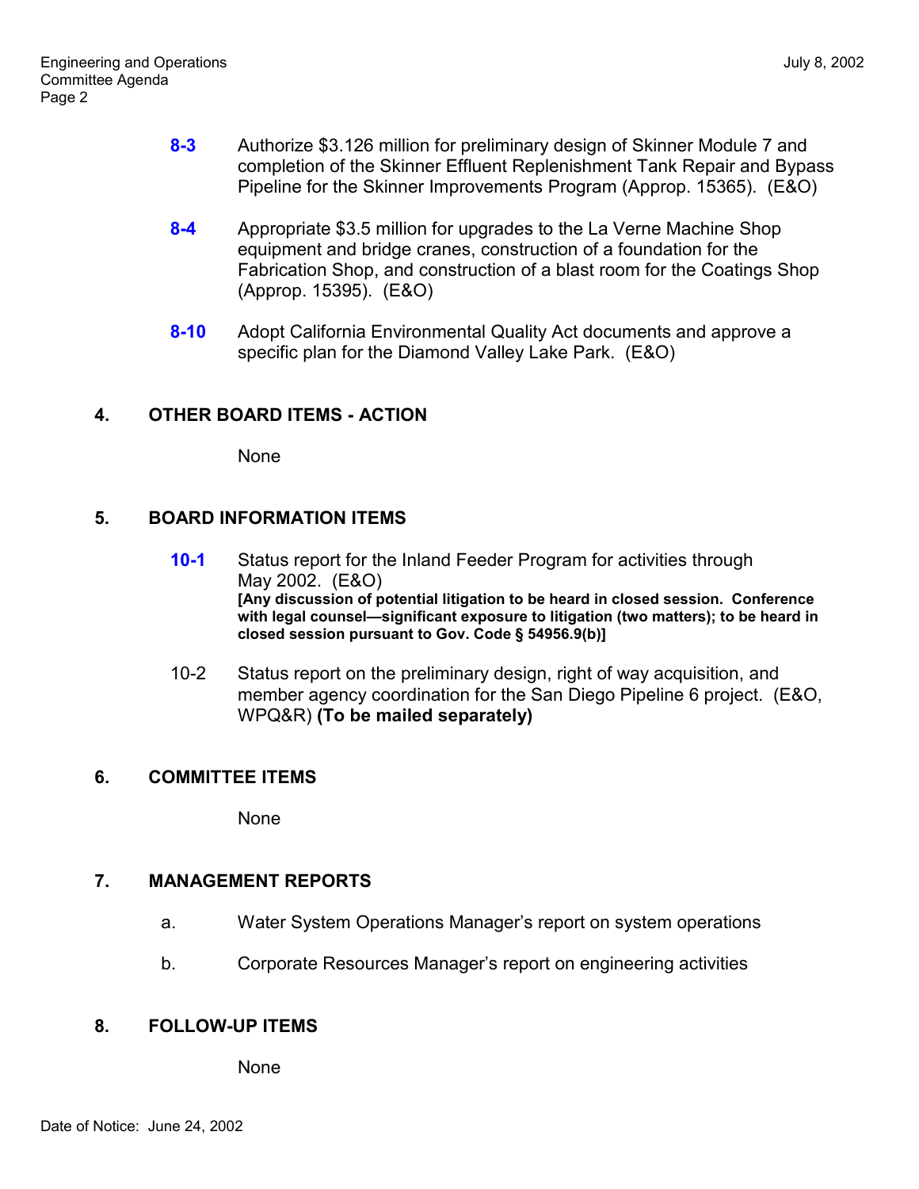**8-3** Authorize $3.126 million for preliminary design of Skinner Module 7 and completion of the Skinner Effluent Replenishment Tank Repair and Bypass Pipeline for the Skinner Improvements Program (Approp. 15365). (E&O)

**8-4** Appropriate $3.5 million for upgrades to the La Verne Machine Shop equipment and bridge cranes, construction of a foundation for the Fabrication Shop, and construction of a blast room for the Coatings Shop (Approp. 15395). (E&O)

**8-10** Adopt California Environmental Quality Act documents and approve a specific plan for the Diamond Valley Lake Park. (E&O)

## 4. OTHER BOARD ITEMS - ACTION

None

## 5. BOARD INFORMATION ITEMS

**10-1** Status report for the Inland Feeder Program for activities through May 2002. (E&O)
**[Any discussion of potential litigation to be heard in closed session. Conference with legal counsel—significant exposure to litigation (two matters); to be heard in closed session pursuant to Gov. Code § 54956.9(b)]**

10-2 Status report on the preliminary design, right of way acquisition, and member agency coordination for the San Diego Pipeline 6 project. (E&O, WPQ&R) **(To be mailed separately)**

## 6. COMMITTEE ITEMS

None

## 7. MANAGEMENT REPORTS

a. Water System Operations Manager's report on system operations

b. Corporate Resources Manager's report on engineering activities

## 8. FOLLOW-UP ITEMS

None

Date of Notice: June 24, 2002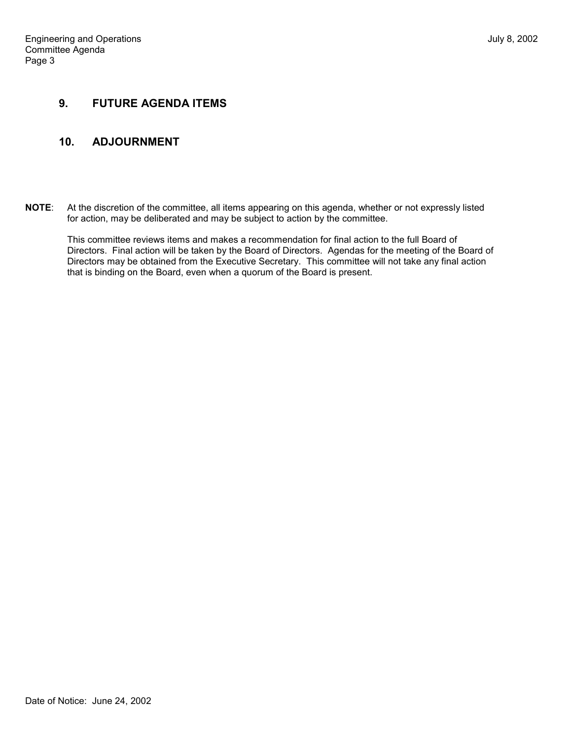## 9. FUTURE AGENDA ITEMS

## 10. ADJOURNMENT

**NOTE**: At the discretion of the committee, all items appearing on this agenda, whether or not expressly listed for action, may be deliberated and may be subject to action by the committee.

This committee reviews items and makes a recommendation for final action to the full Board of Directors. Final action will be taken by the Board of Directors. Agendas for the meeting of the Board of Directors may be obtained from the Executive Secretary. This committee will not take any final action that is binding on the Board, even when a quorum of the Board is present.

Date of Notice: June 24, 2002